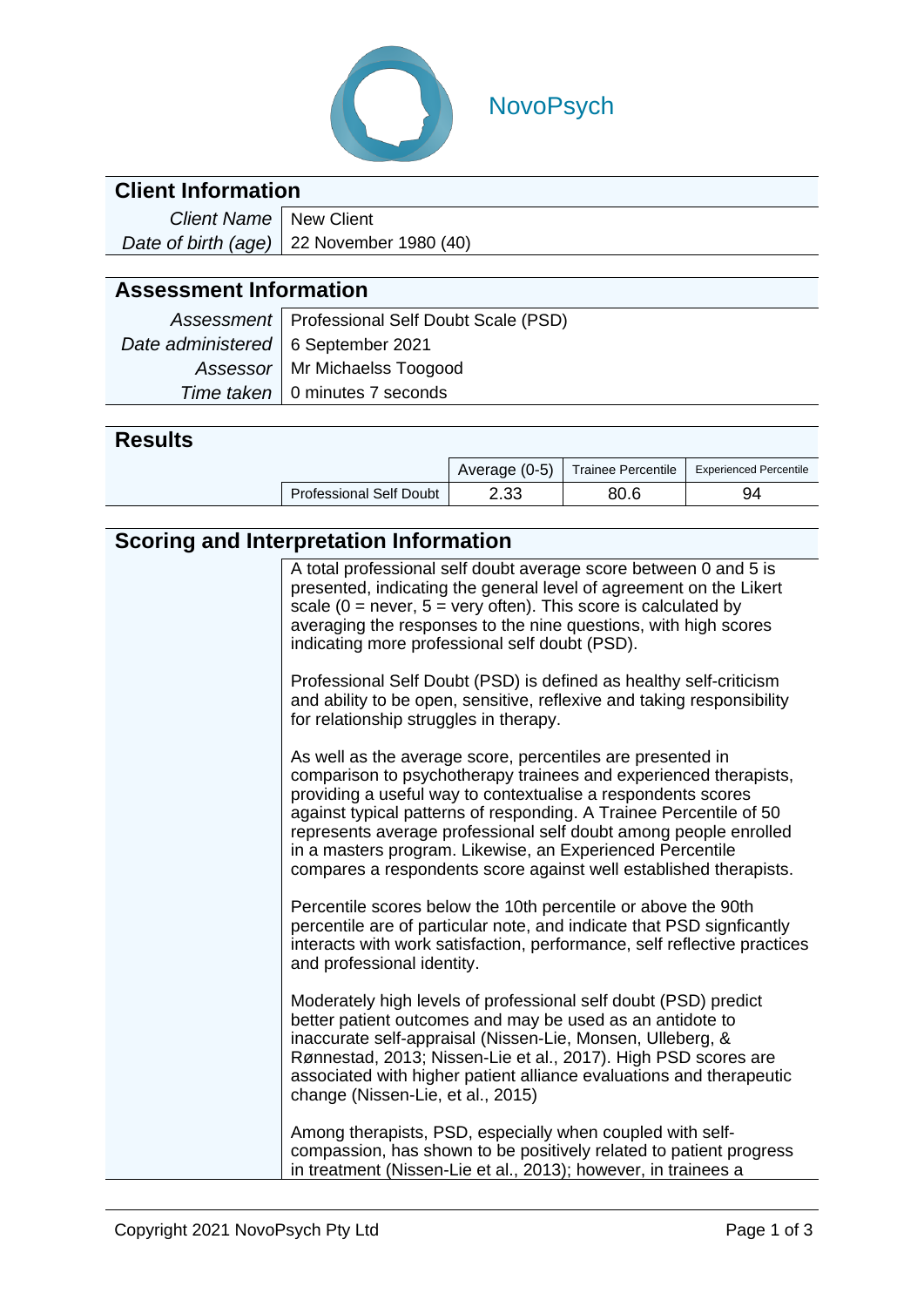NovoPsych

## Client Information

| | |
|---|---|
| *Client Name* | New Client |
| *Date of birth (age)* | 22 November 1980 (40) |

## Assessment Information

| | |
|---|---|
| *Assessment* | Professional Self Doubt Scale (PSD) |
| *Date administered* | 6 September 2021 |
| *Assessor* | Mr Michaelss Toogood |
| *Time taken* | 0 minutes 7 seconds |

## Results

| | Average (0-5) | Trainee Percentile | Experienced Percentile |
|---|---|---|---|
| Professional Self Doubt | 2.33 | 80.6 | 94 |

## Scoring and Interpretation Information

A total professional self doubt average score between 0 and 5 is presented, indicating the general level of agreement on the Likert scale (0 = never, 5 = very often). This score is calculated by averaging the responses to the nine questions, with high scores indicating more professional self doubt (PSD).

Professional Self Doubt (PSD) is defined as healthy self-criticism and ability to be open, sensitive, reflexive and taking responsibility for relationship struggles in therapy.

As well as the average score, percentiles are presented in comparison to psychotherapy trainees and experienced therapists, providing a useful way to contextualise a respondents scores against typical patterns of responding. A Trainee Percentile of 50 represents average professional self doubt among people enrolled in a masters program. Likewise, an Experienced Percentile compares a respondents score against well established therapists.

Percentile scores below the 10th percentile or above the 90th percentile are of particular note, and indicate that PSD signficantly interacts with work satisfaction, performance, self reflective practices and professional identity.

Moderately high levels of professional self doubt (PSD) predict better patient outcomes and may be used as an antidote to inaccurate self-appraisal (Nissen-Lie, Monsen, Ulleberg, & Rønnestad, 2013; Nissen-Lie et al., 2017). High PSD scores are associated with higher patient alliance evaluations and therapeutic change (Nissen-Lie, et al., 2015)

Among therapists, PSD, especially when coupled with self-compassion, has shown to be positively related to patient progress in treatment (Nissen-Lie et al., 2013); however, in trainees a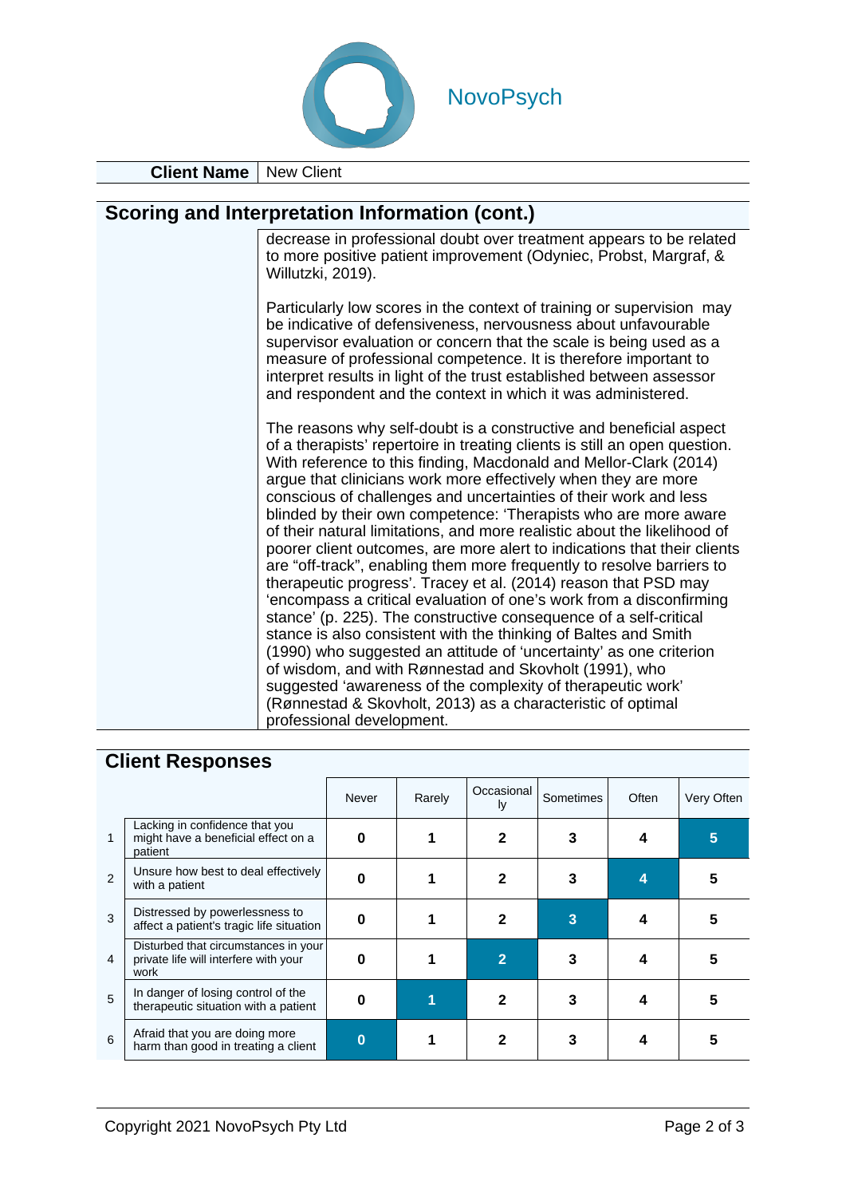NovoPsych

| Client Name | New Client |
|---|---|

## Scoring and Interpretation Information (cont.)

decrease in professional doubt over treatment appears to be related to more positive patient improvement (Odyniec, Probst, Margraf, & Willutzki, 2019).

Particularly low scores in the context of training or supervision may be indicative of defensiveness, nervousness about unfavourable supervisor evaluation or concern that the scale is being used as a measure of professional competence. It is therefore important to interpret results in light of the trust established between assessor and respondent and the context in which it was administered.

The reasons why self-doubt is a constructive and beneficial aspect of a therapists' repertoire in treating clients is still an open question. With reference to this finding, Macdonald and Mellor-Clark (2014) argue that clinicians work more effectively when they are more conscious of challenges and uncertainties of their work and less blinded by their own competence: 'Therapists who are more aware of their natural limitations, and more realistic about the likelihood of poorer client outcomes, are more alert to indications that their clients are "off-track", enabling them more frequently to resolve barriers to therapeutic progress'. Tracey et al. (2014) reason that PSD may 'encompass a critical evaluation of one's work from a disconfirming stance' (p. 225). The constructive consequence of a self-critical stance is also consistent with the thinking of Baltes and Smith (1990) who suggested an attitude of 'uncertainty' as one criterion of wisdom, and with Rønnestad and Skovholt (1991), who suggested 'awareness of the complexity of therapeutic work' (Rønnestad & Skovholt, 2013) as a characteristic of optimal professional development.

## Client Responses

| | | Never | Rarely | Occasionally | Sometimes | Often | Very Often |
|---|---|---|---|---|---|---|---|
| 1 | Lacking in confidence that you might have a beneficial effect on a patient | 0 | 1 | 2 | 3 | 4 | **[5]** |
| 2 | Unsure how best to deal effectively with a patient | 0 | 1 | 2 | 3 | **[4]** | 5 |
| 3 | Distressed by powerlessness to affect a patient's tragic life situation | 0 | 1 | 2 | **[3]** | 4 | 5 |
| 4 | Disturbed that circumstances in your private life will interfere with your work | 0 | 1 | **[2]** | 3 | 4 | 5 |
| 5 | In danger of losing control of the therapeutic situation with a patient | 0 | **[1]** | 2 | 3 | 4 | 5 |
| 6 | Afraid that you are doing more harm than good in treating a client | **[0]** | 1 | 2 | 3 | 4 | 5 |

Copyright 2021 NovoPsych Pty Ltd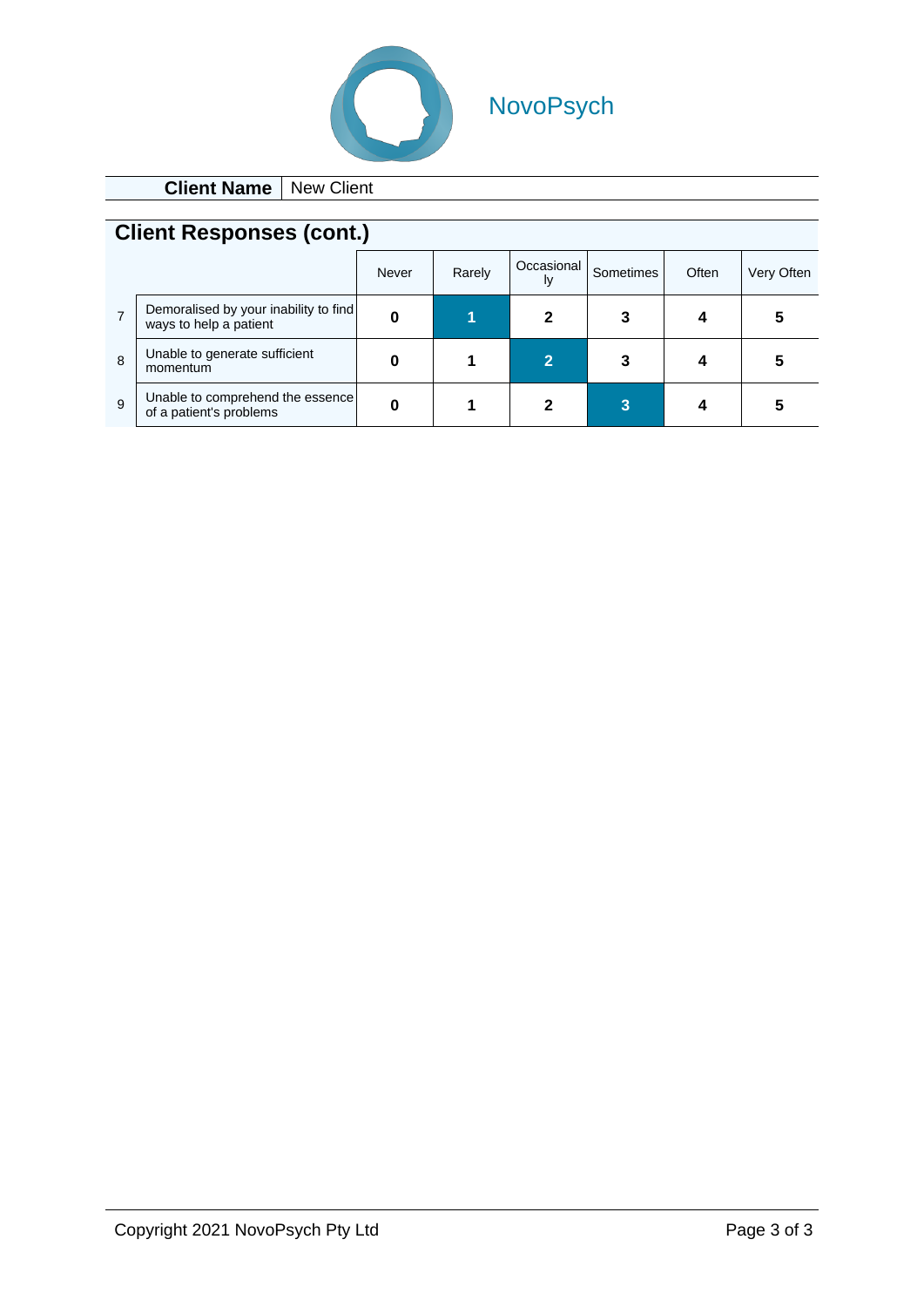NovoPsych

| **Client Name** | New Client |
|---|---|

## Client Responses (cont.)

| | | Never | Rarely | Occasionally | Sometimes | Often | Very Often |
|---|---|---|---|---|---|---|---|
| 7 | Demoralised by your inability to find ways to help a patient | 0 | **1** | 2 | 3 | 4 | 5 |
| 8 | Unable to generate sufficient momentum | 0 | 1 | **2** | 3 | 4 | 5 |
| 9 | Unable to comprehend the essence of a patient's problems | 0 | 1 | 2 | **3** | 4 | 5 |

Copyright 2021 NovoPsych Pty Ltd